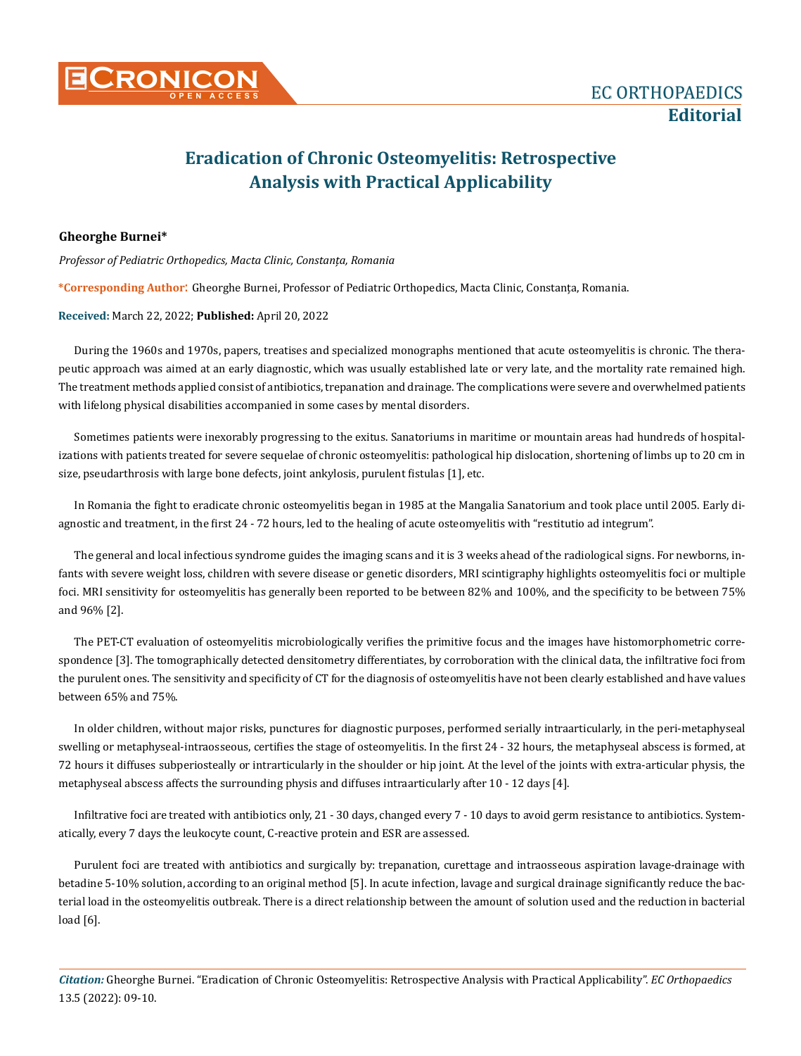EC ORTHOPAEDICS

**Editorial**

# Eradication of Chronic Osteomyelitis: Retrospective Analysis with Practical Applicability

**Gheorghe Burnei***

*Professor of Pediatric Orthopedics, Macta Clinic, Constanța, Romania*

**\*Corresponding Author**: Gheorghe Burnei, Professor of Pediatric Orthopedics, Macta Clinic, Constanța, Romania.

**Received:** March 22, 2022; **Published:** April 20, 2022

During the 1960s and 1970s, papers, treatises and specialized monographs mentioned that acute osteomyelitis is chronic. The therapeutic approach was aimed at an early diagnostic, which was usually established late or very late, and the mortality rate remained high. The treatment methods applied consist of antibiotics, trepanation and drainage. The complications were severe and overwhelmed patients with lifelong physical disabilities accompanied in some cases by mental disorders.

Sometimes patients were inexorably progressing to the exitus. Sanatoriums in maritime or mountain areas had hundreds of hospitalizations with patients treated for severe sequelae of chronic osteomyelitis: pathological hip dislocation, shortening of limbs up to 20 cm in size, pseudarthrosis with large bone defects, joint ankylosis, purulent fistulas [1], etc.

In Romania the fight to eradicate chronic osteomyelitis began in 1985 at the Mangalia Sanatorium and took place until 2005. Early diagnostic and treatment, in the first 24 - 72 hours, led to the healing of acute osteomyelitis with "restitutio ad integrum".

The general and local infectious syndrome guides the imaging scans and it is 3 weeks ahead of the radiological signs. For newborns, infants with severe weight loss, children with severe disease or genetic disorders, MRI scintigraphy highlights osteomyelitis foci or multiple foci. MRI sensitivity for osteomyelitis has generally been reported to be between 82% and 100%, and the specificity to be between 75% and 96% [2].

The PET-CT evaluation of osteomyelitis microbiologically verifies the primitive focus and the images have histomorphometric correspondence [3]. The tomographically detected densitometry differentiates, by corroboration with the clinical data, the infiltrative foci from the purulent ones. The sensitivity and specificity of CT for the diagnosis of osteomyelitis have not been clearly established and have values between 65% and 75%.

In older children, without major risks, punctures for diagnostic purposes, performed serially intraarticularly, in the peri-metaphyseal swelling or metaphyseal-intraosseous, certifies the stage of osteomyelitis. In the first 24 - 32 hours, the metaphyseal abscess is formed, at 72 hours it diffuses subperiosteally or intrarticularly in the shoulder or hip joint. At the level of the joints with extra-articular physis, the metaphyseal abscess affects the surrounding physis and diffuses intraarticularly after 10 - 12 days [4].

Infiltrative foci are treated with antibiotics only, 21 - 30 days, changed every 7 - 10 days to avoid germ resistance to antibiotics. Systematically, every 7 days the leukocyte count, C-reactive protein and ESR are assessed.

Purulent foci are treated with antibiotics and surgically by: trepanation, curettage and intraosseous aspiration lavage-drainage with betadine 5-10% solution, according to an original method [5]. In acute infection, lavage and surgical drainage significantly reduce the bacterial load in the osteomyelitis outbreak. There is a direct relationship between the amount of solution used and the reduction in bacterial load [6].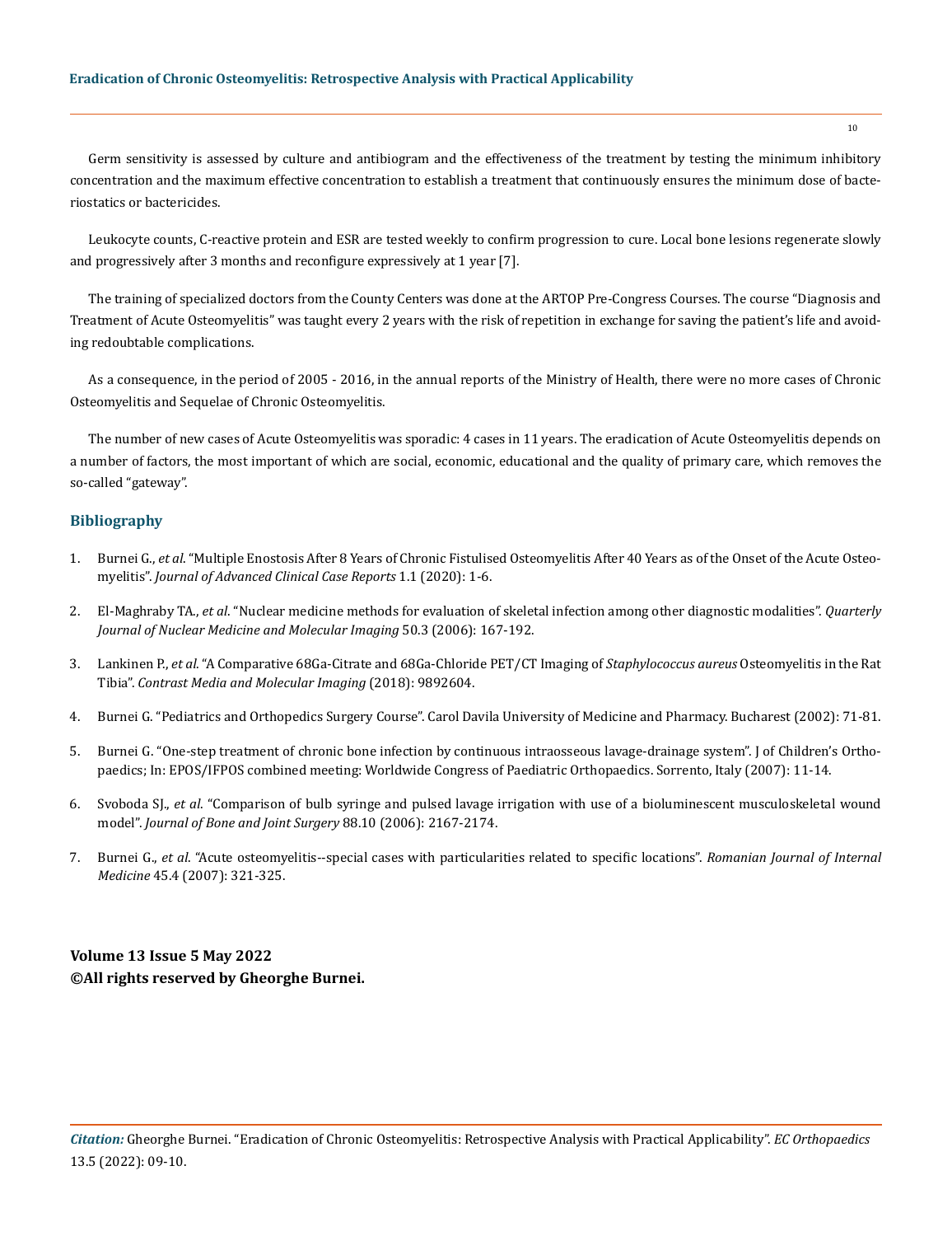Germ sensitivity is assessed by culture and antibiogram and the effectiveness of the treatment by testing the minimum inhibitory concentration and the maximum effective concentration to establish a treatment that continuously ensures the minimum dose of bacteriostatics or bactericides.

Leukocyte counts, C-reactive protein and ESR are tested weekly to confirm progression to cure. Local bone lesions regenerate slowly and progressively after 3 months and reconfigure expressively at 1 year [7].

The training of specialized doctors from the County Centers was done at the ARTOP Pre-Congress Courses. The course "Diagnosis and Treatment of Acute Osteomyelitis" was taught every 2 years with the risk of repetition in exchange for saving the patient's life and avoiding redoubtable complications.

As a consequence, in the period of 2005 - 2016, in the annual reports of the Ministry of Health, there were no more cases of Chronic Osteomyelitis and Sequelae of Chronic Osteomyelitis.

The number of new cases of Acute Osteomyelitis was sporadic: 4 cases in 11 years. The eradication of Acute Osteomyelitis depends on a number of factors, the most important of which are social, economic, educational and the quality of primary care, which removes the so-called "gateway".

## Bibliography

1. Burnei G., *et al*. "Multiple Enostosis After 8 Years of Chronic Fistulised Osteomyelitis After 40 Years as of the Onset of the Acute Osteomyelitis". *Journal of Advanced Clinical Case Reports* 1.1 (2020): 1-6.
2. El-Maghraby TA., *et al*. "Nuclear medicine methods for evaluation of skeletal infection among other diagnostic modalities". *Quarterly Journal of Nuclear Medicine and Molecular Imaging* 50.3 (2006): 167-192.
3. Lankinen P., *et al*. "A Comparative 68Ga-Citrate and 68Ga-Chloride PET/CT Imaging of *Staphylococcus aureus* Osteomyelitis in the Rat Tibia". *Contrast Media and Molecular Imaging* (2018): 9892604.
4. Burnei G. "Pediatrics and Orthopedics Surgery Course". Carol Davila University of Medicine and Pharmacy. Bucharest (2002): 71-81.
5. Burnei G. "One-step treatment of chronic bone infection by continuous intraosseous lavage-drainage system". J of Children's Orthopaedics; In: EPOS/IFPOS combined meeting: Worldwide Congress of Paediatric Orthopaedics. Sorrento, Italy (2007): 11-14.
6. Svoboda SJ., *et al*. "Comparison of bulb syringe and pulsed lavage irrigation with use of a bioluminescent musculoskeletal wound model". *Journal of Bone and Joint Surgery* 88.10 (2006): 2167-2174.
7. Burnei G., *et al*. "Acute osteomyelitis--special cases with particularities related to specific locations". *Romanian Journal of Internal Medicine* 45.4 (2007): 321-325.

**Volume 13 Issue 5 May 2022**
**©All rights reserved by Gheorghe Burnei.**